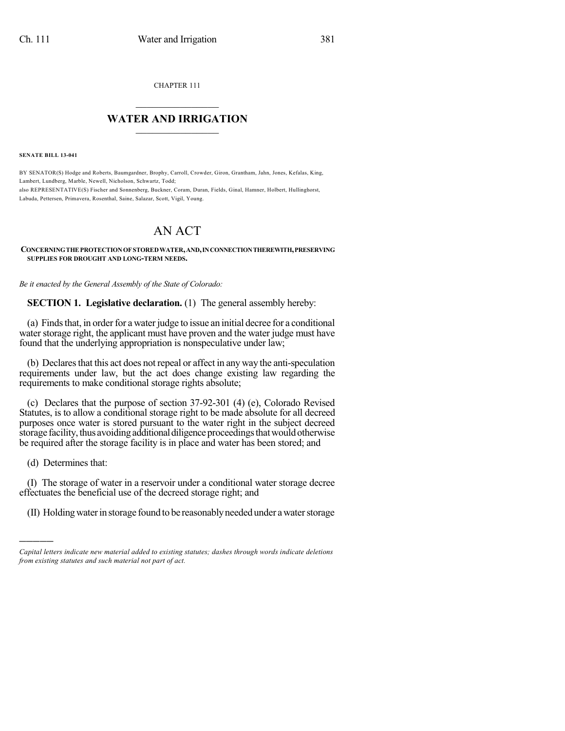CHAPTER 111

# WATER AND IRRIGATION

**SENATE BILL 13-041**

BY SENATOR(S) Hodge and Roberts, Baumgardner, Brophy, Carroll, Crowder, Giron, Grantham, Jahn, Jones, Kefalas, King, Lambert, Lundberg, Marble, Newell, Nicholson, Schwartz, Todd;
also REPRESENTATIVE(S) Fischer and Sonnenberg, Buckner, Coram, Duran, Fields, Ginal, Hamner, Holbert, Hullinghorst, Labuda, Pettersen, Primavera, Rosenthal, Saine, Salazar, Scott, Vigil, Young.

# AN ACT

**CONCERNING THE PROTECTION OF STORED WATER, AND, IN CONNECTION THEREWITH, PRESERVING SUPPLIES FOR DROUGHT AND LONG-TERM NEEDS.**

*Be it enacted by the General Assembly of the State of Colorado:*

**SECTION 1. Legislative declaration.** (1) The general assembly hereby:

(a) Finds that, in order for a water judge to issue an initial decree for a conditional water storage right, the applicant must have proven and the water judge must have found that the underlying appropriation is nonspeculative under law;

(b) Declares that this act does not repeal or affect in any way the anti-speculation requirements under law, but the act does change existing law regarding the requirements to make conditional storage rights absolute;

(c) Declares that the purpose of section 37-92-301 (4) (e), Colorado Revised Statutes, is to allow a conditional storage right to be made absolute for all decreed purposes once water is stored pursuant to the water right in the subject decreed storage facility, thus avoiding additional diligence proceedings that would otherwise be required after the storage facility is in place and water has been stored; and

(d) Determines that:

(I) The storage of water in a reservoir under a conditional water storage decree effectuates the beneficial use of the decreed storage right; and

(II) Holding water in storage found to be reasonably needed under a water storage

*Capital letters indicate new material added to existing statutes; dashes through words indicate deletions from existing statutes and such material not part of act.*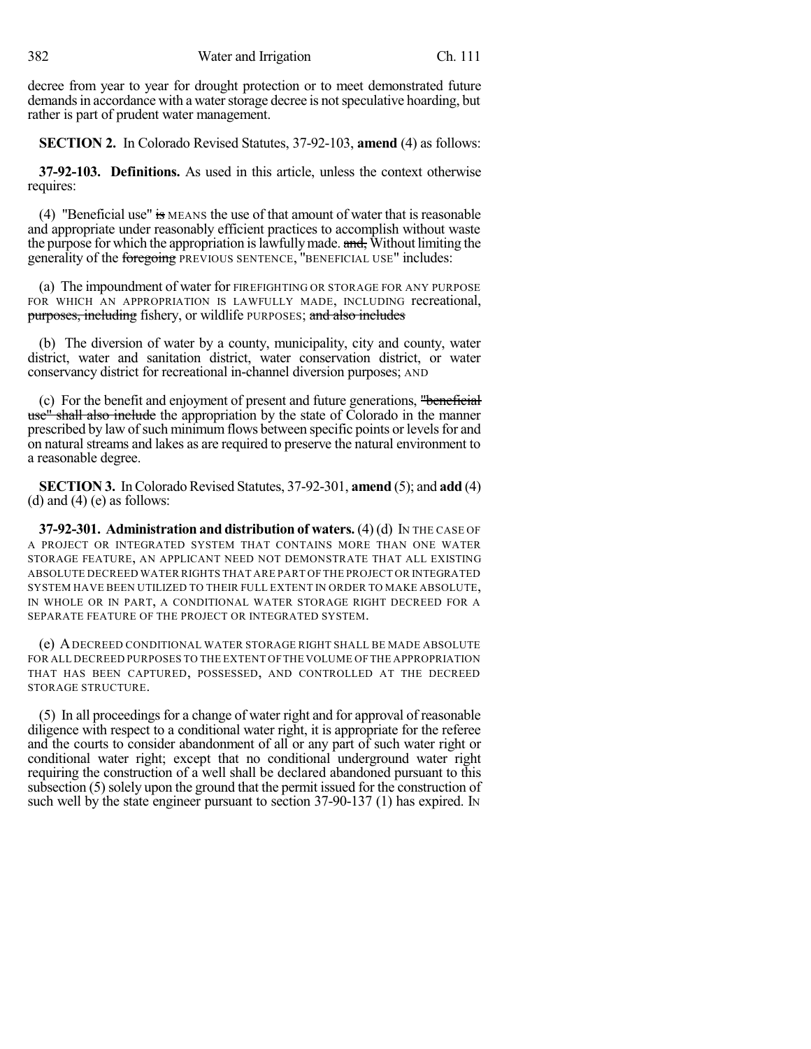decree from year to year for drought protection or to meet demonstrated future demands in accordance with a water storage decree is not speculative hoarding, but rather is part of prudent water management.

**SECTION 2.** In Colorado Revised Statutes, 37-92-103, **amend** (4) as follows:

**37-92-103. Definitions.** As used in this article, unless the context otherwise requires:

(4) "Beneficial use" ~~is~~ MEANS the use of that amount of water that is reasonable and appropriate under reasonably efficient practices to accomplish without waste the purpose for which the appropriation is lawfully made. ~~and,~~ Without limiting the generality of the ~~foregoing~~ PREVIOUS SENTENCE, "BENEFICIAL USE" includes:

(a) The impoundment of water for FIREFIGHTING OR STORAGE FOR ANY PURPOSE FOR WHICH AN APPROPRIATION IS LAWFULLY MADE, INCLUDING recreational, ~~purposes, including~~ fishery, or wildlife PURPOSES; ~~and also includes~~

(b) The diversion of water by a county, municipality, city and county, water district, water and sanitation district, water conservation district, or water conservancy district for recreational in-channel diversion purposes; AND

(c) For the benefit and enjoyment of present and future generations, ~~"beneficial use" shall also include~~ the appropriation by the state of Colorado in the manner prescribed by law of such minimum flows between specific points or levels for and on natural streams and lakes as are required to preserve the natural environment to a reasonable degree.

**SECTION 3.** In Colorado Revised Statutes, 37-92-301, **amend** (5); and **add** (4) (d) and (4) (e) as follows:

**37-92-301. Administration and distribution of waters.** (4) (d) IN THE CASE OF A PROJECT OR INTEGRATED SYSTEM THAT CONTAINS MORE THAN ONE WATER STORAGE FEATURE, AN APPLICANT NEED NOT DEMONSTRATE THAT ALL EXISTING ABSOLUTE DECREED WATER RIGHTS THAT ARE PART OF THE PROJECT OR INTEGRATED SYSTEM HAVE BEEN UTILIZED TO THEIR FULL EXTENT IN ORDER TO MAKE ABSOLUTE, IN WHOLE OR IN PART, A CONDITIONAL WATER STORAGE RIGHT DECREED FOR A SEPARATE FEATURE OF THE PROJECT OR INTEGRATED SYSTEM.

(e) A DECREED CONDITIONAL WATER STORAGE RIGHT SHALL BE MADE ABSOLUTE FOR ALL DECREED PURPOSES TO THE EXTENT OF THE VOLUME OF THE APPROPRIATION THAT HAS BEEN CAPTURED, POSSESSED, AND CONTROLLED AT THE DECREED STORAGE STRUCTURE.

(5) In all proceedings for a change of water right and for approval of reasonable diligence with respect to a conditional water right, it is appropriate for the referee and the courts to consider abandonment of all or any part of such water right or conditional water right; except that no conditional underground water right requiring the construction of a well shall be declared abandoned pursuant to this subsection (5) solely upon the ground that the permit issued for the construction of such well by the state engineer pursuant to section 37-90-137 (1) has expired. IN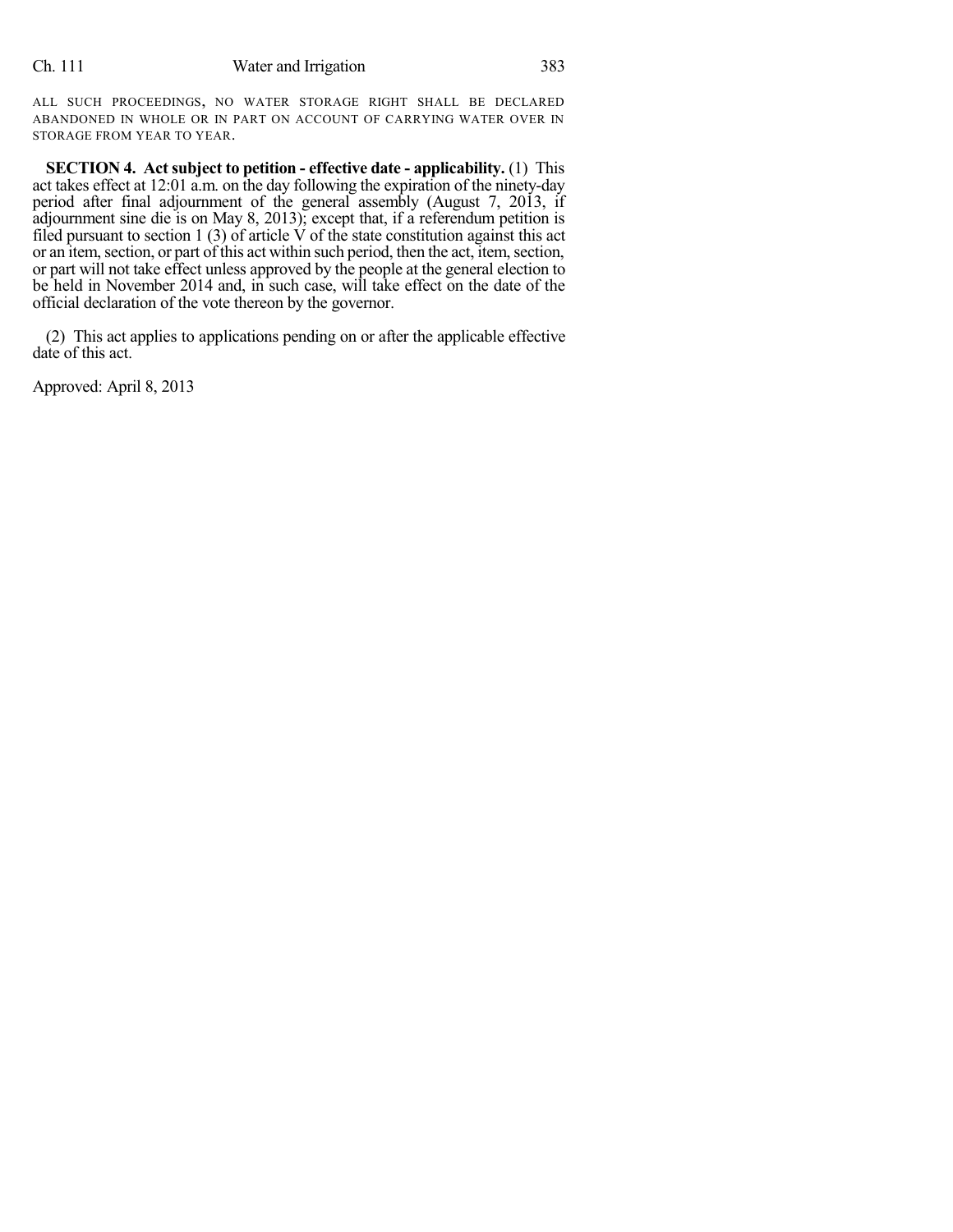ALL SUCH PROCEEDINGS, NO WATER STORAGE RIGHT SHALL BE DECLARED ABANDONED IN WHOLE OR IN PART ON ACCOUNT OF CARRYING WATER OVER IN STORAGE FROM YEAR TO YEAR.

**SECTION 4. Act subject to petition - effective date - applicability.** (1) This act takes effect at 12:01 a.m. on the day following the expiration of the ninety-day period after final adjournment of the general assembly (August 7, 2013, if adjournment sine die is on May 8, 2013); except that, if a referendum petition is filed pursuant to section 1 (3) of article V of the state constitution against this act or an item, section, or part of this act within such period, then the act, item, section, or part will not take effect unless approved by the people at the general election to be held in November 2014 and, in such case, will take effect on the date of the official declaration of the vote thereon by the governor.

(2) This act applies to applications pending on or after the applicable effective date of this act.

Approved: April 8, 2013